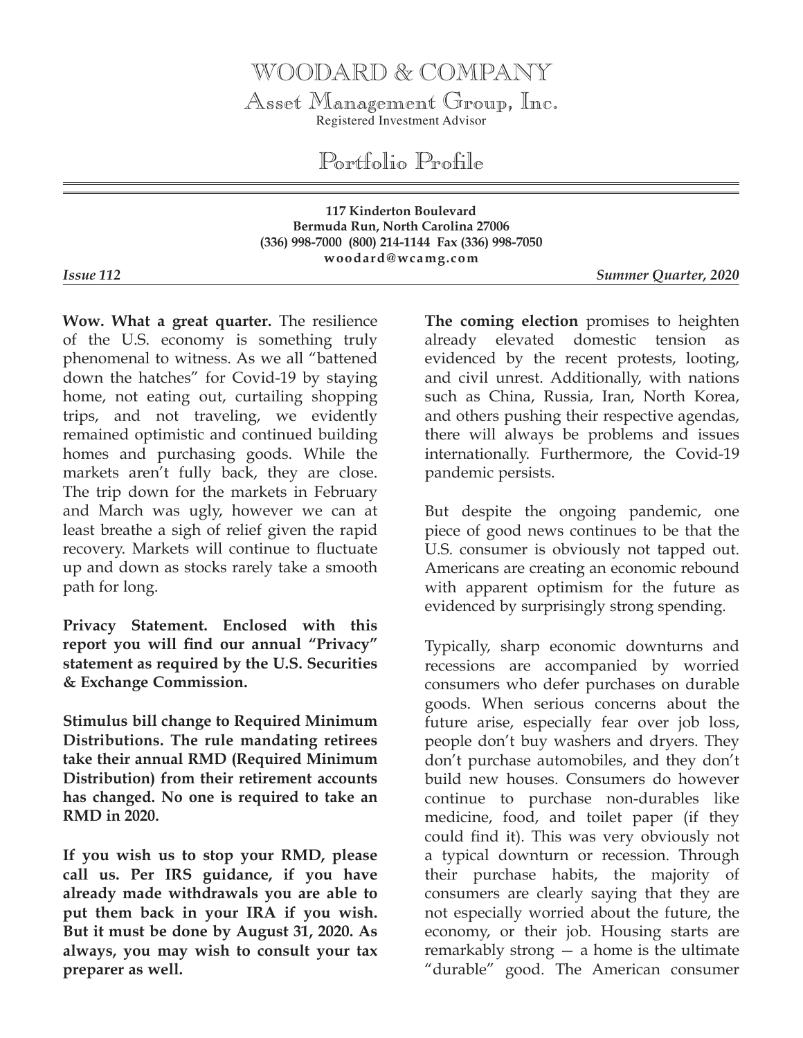# WOODARD & COMPANY

## Asset Management Group, Inc.

Registered Investment Advisor

## Portfolio Profile

**117 Kinderton Boulevard**
**Bermuda Run, North Carolina 27006**
**(336) 998-7000 (800) 214-1144 Fax (336) 998-7050**
**woodard@wcamg.com**

***Issue 112*** ***Summer Quarter, 2020***

**Wow. What a great quarter.** The resilience of the U.S. economy is something truly phenomenal to witness. As we all "battened down the hatches" for Covid-19 by staying home, not eating out, curtailing shopping trips, and not traveling, we evidently remained optimistic and continued building homes and purchasing goods. While the markets aren't fully back, they are close. The trip down for the markets in February and March was ugly, however we can at least breathe a sigh of relief given the rapid recovery. Markets will continue to fluctuate up and down as stocks rarely take a smooth path for long.

**Privacy Statement. Enclosed with this report you will find our annual "Privacy" statement as required by the U.S. Securities & Exchange Commission.**

**Stimulus bill change to Required Minimum Distributions. The rule mandating retirees take their annual RMD (Required Minimum Distribution) from their retirement accounts has changed. No one is required to take an RMD in 2020.**

**If you wish us to stop your RMD, please call us. Per IRS guidance, if you have already made withdrawals you are able to put them back in your IRA if you wish. But it must be done by August 31, 2020. As always, you may wish to consult your tax preparer as well.**

**The coming election** promises to heighten already elevated domestic tension as evidenced by the recent protests, looting, and civil unrest. Additionally, with nations such as China, Russia, Iran, North Korea, and others pushing their respective agendas, there will always be problems and issues internationally. Furthermore, the Covid-19 pandemic persists.

But despite the ongoing pandemic, one piece of good news continues to be that the U.S. consumer is obviously not tapped out. Americans are creating an economic rebound with apparent optimism for the future as evidenced by surprisingly strong spending.

Typically, sharp economic downturns and recessions are accompanied by worried consumers who defer purchases on durable goods. When serious concerns about the future arise, especially fear over job loss, people don't buy washers and dryers. They don't purchase automobiles, and they don't build new houses. Consumers do however continue to purchase non-durables like medicine, food, and toilet paper (if they could find it). This was very obviously not a typical downturn or recession. Through their purchase habits, the majority of consumers are clearly saying that they are not especially worried about the future, the economy, or their job. Housing starts are remarkably strong — a home is the ultimate "durable" good. The American consumer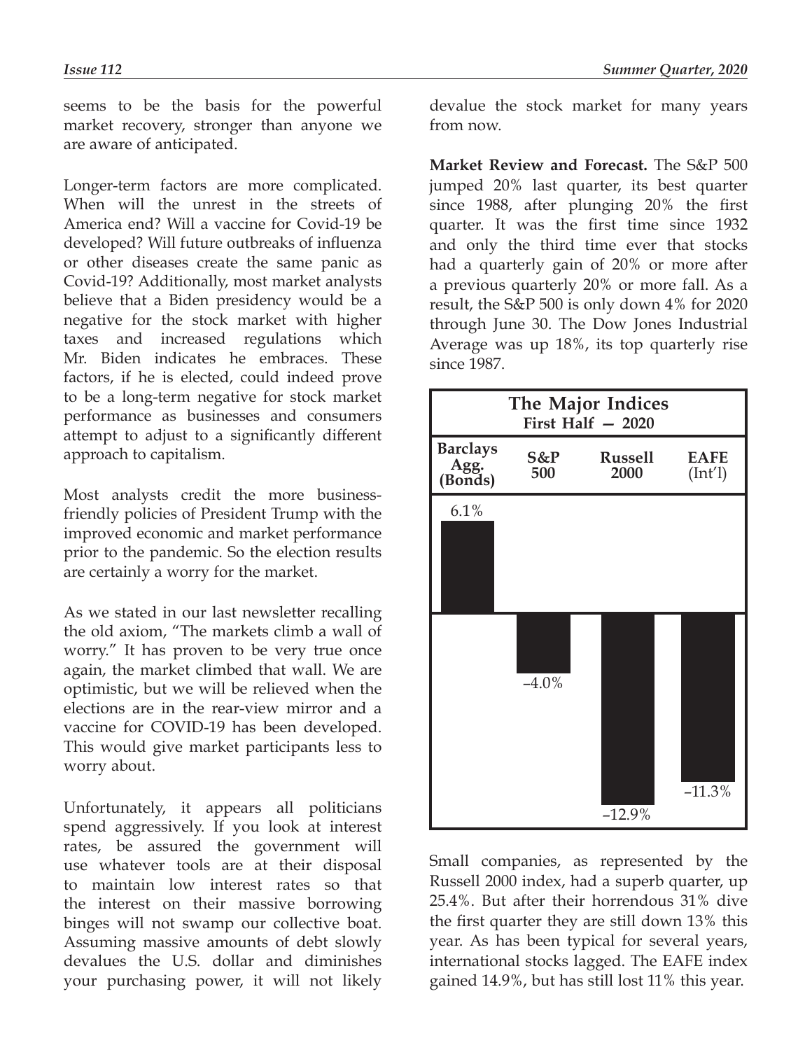seems to be the basis for the powerful market recovery, stronger than anyone we are aware of anticipated.

Longer-term factors are more complicated. When will the unrest in the streets of America end? Will a vaccine for Covid-19 be developed? Will future outbreaks of influenza or other diseases create the same panic as Covid-19? Additionally, most market analysts believe that a Biden presidency would be a negative for the stock market with higher taxes and increased regulations which Mr. Biden indicates he embraces. These factors, if he is elected, could indeed prove to be a long-term negative for stock market performance as businesses and consumers attempt to adjust to a significantly different approach to capitalism.

Most analysts credit the more business-friendly policies of President Trump with the improved economic and market performance prior to the pandemic. So the election results are certainly a worry for the market.

As we stated in our last newsletter recalling the old axiom, "The markets climb a wall of worry." It has proven to be very true once again, the market climbed that wall. We are optimistic, but we will be relieved when the elections are in the rear-view mirror and a vaccine for COVID-19 has been developed. This would give market participants less to worry about.

Unfortunately, it appears all politicians spend aggressively. If you look at interest rates, be assured the government will use whatever tools are at their disposal to maintain low interest rates so that the interest on their massive borrowing binges will not swamp our collective boat. Assuming massive amounts of debt slowly devalues the U.S. dollar and diminishes your purchasing power, it will not likely devalue the stock market for many years from now.

**Market Review and Forecast.** The S&P 500 jumped 20% last quarter, its best quarter since 1988, after plunging 20% the first quarter. It was the first time since 1932 and only the third time ever that stocks had a quarterly gain of 20% or more after a previous quarterly 20% or more fall. As a result, the S&P 500 is only down 4% for 2020 through June 30. The Dow Jones Industrial Average was up 18%, its top quarterly rise since 1987.

**The Major Indices**
**First Half — 2020**

| Barclays Agg. (Bonds) | S&P 500 | Russell 2000 | EAFE (Int'l) |
|---|---|---|---|
| 6.1% | –4.0% | –12.9% | –11.3% |

Small companies, as represented by the Russell 2000 index, had a superb quarter, up 25.4%. But after their horrendous 31% dive the first quarter they are still down 13% this year. As has been typical for several years, international stocks lagged. The EAFE index gained 14.9%, but has still lost 11% this year.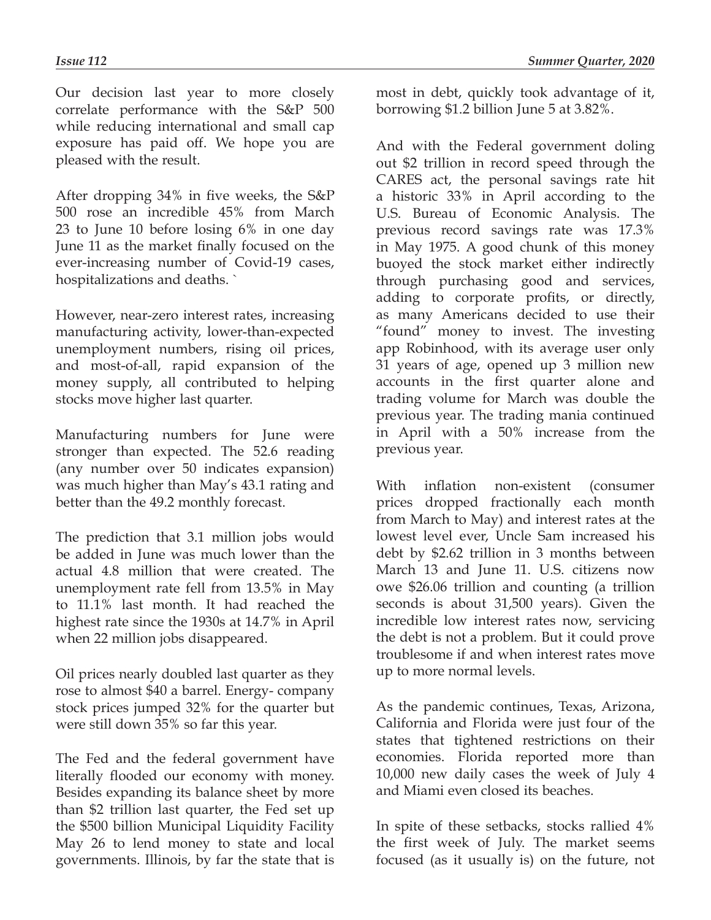Our decision last year to more closely correlate performance with the S&P 500 while reducing international and small cap exposure has paid off. We hope you are pleased with the result.

After dropping 34% in five weeks, the S&P 500 rose an incredible 45% from March 23 to June 10 before losing 6% in one day June 11 as the market finally focused on the ever-increasing number of Covid-19 cases, hospitalizations and deaths. `

However, near-zero interest rates, increasing manufacturing activity, lower-than-expected unemployment numbers, rising oil prices, and most-of-all, rapid expansion of the money supply, all contributed to helping stocks move higher last quarter.

Manufacturing numbers for June were stronger than expected. The 52.6 reading (any number over 50 indicates expansion) was much higher than May's 43.1 rating and better than the 49.2 monthly forecast.

The prediction that 3.1 million jobs would be added in June was much lower than the actual 4.8 million that were created. The unemployment rate fell from 13.5% in May to 11.1% last month. It had reached the highest rate since the 1930s at 14.7% in April when 22 million jobs disappeared.

Oil prices nearly doubled last quarter as they rose to almost $40 a barrel. Energy- company stock prices jumped 32% for the quarter but were still down 35% so far this year.

The Fed and the federal government have literally flooded our economy with money. Besides expanding its balance sheet by more than $2 trillion last quarter, the Fed set up the $500 billion Municipal Liquidity Facility May 26 to lend money to state and local governments. Illinois, by far the state that is most in debt, quickly took advantage of it, borrowing $1.2 billion June 5 at 3.82%.

And with the Federal government doling out $2 trillion in record speed through the CARES act, the personal savings rate hit a historic 33% in April according to the U.S. Bureau of Economic Analysis. The previous record savings rate was 17.3% in May 1975. A good chunk of this money buoyed the stock market either indirectly through purchasing good and services, adding to corporate profits, or directly, as many Americans decided to use their "found" money to invest. The investing app Robinhood, with its average user only 31 years of age, opened up 3 million new accounts in the first quarter alone and trading volume for March was double the previous year. The trading mania continued in April with a 50% increase from the previous year.

With inflation non-existent (consumer prices dropped fractionally each month from March to May) and interest rates at the lowest level ever, Uncle Sam increased his debt by $2.62 trillion in 3 months between March 13 and June 11. U.S. citizens now owe $26.06 trillion and counting (a trillion seconds is about 31,500 years). Given the incredible low interest rates now, servicing the debt is not a problem. But it could prove troublesome if and when interest rates move up to more normal levels.

As the pandemic continues, Texas, Arizona, California and Florida were just four of the states that tightened restrictions on their economies. Florida reported more than 10,000 new daily cases the week of July 4 and Miami even closed its beaches.

In spite of these setbacks, stocks rallied 4% the first week of July. The market seems focused (as it usually is) on the future, not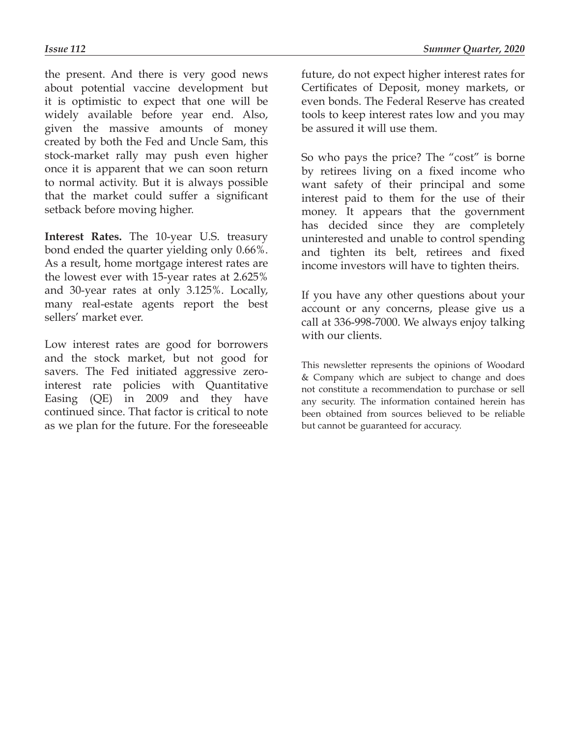the present. And there is very good news about potential vaccine development but it is optimistic to expect that one will be widely available before year end. Also, given the massive amounts of money created by both the Fed and Uncle Sam, this stock-market rally may push even higher once it is apparent that we can soon return to normal activity. But it is always possible that the market could suffer a significant setback before moving higher.

**Interest Rates.** The 10-year U.S. treasury bond ended the quarter yielding only 0.66%. As a result, home mortgage interest rates are the lowest ever with 15-year rates at 2.625% and 30-year rates at only 3.125%. Locally, many real-estate agents report the best sellers' market ever.

Low interest rates are good for borrowers and the stock market, but not good for savers. The Fed initiated aggressive zero-interest rate policies with Quantitative Easing (QE) in 2009 and they have continued since. That factor is critical to note as we plan for the future. For the foreseeable future, do not expect higher interest rates for Certificates of Deposit, money markets, or even bonds. The Federal Reserve has created tools to keep interest rates low and you may be assured it will use them.

So who pays the price? The "cost" is borne by retirees living on a fixed income who want safety of their principal and some interest paid to them for the use of their money. It appears that the government has decided since they are completely uninterested and unable to control spending and tighten its belt, retirees and fixed income investors will have to tighten theirs.

If you have any other questions about your account or any concerns, please give us a call at 336-998-7000. We always enjoy talking with our clients.

This newsletter represents the opinions of Woodard & Company which are subject to change and does not constitute a recommendation to purchase or sell any security. The information contained herein has been obtained from sources believed to be reliable but cannot be guaranteed for accuracy.